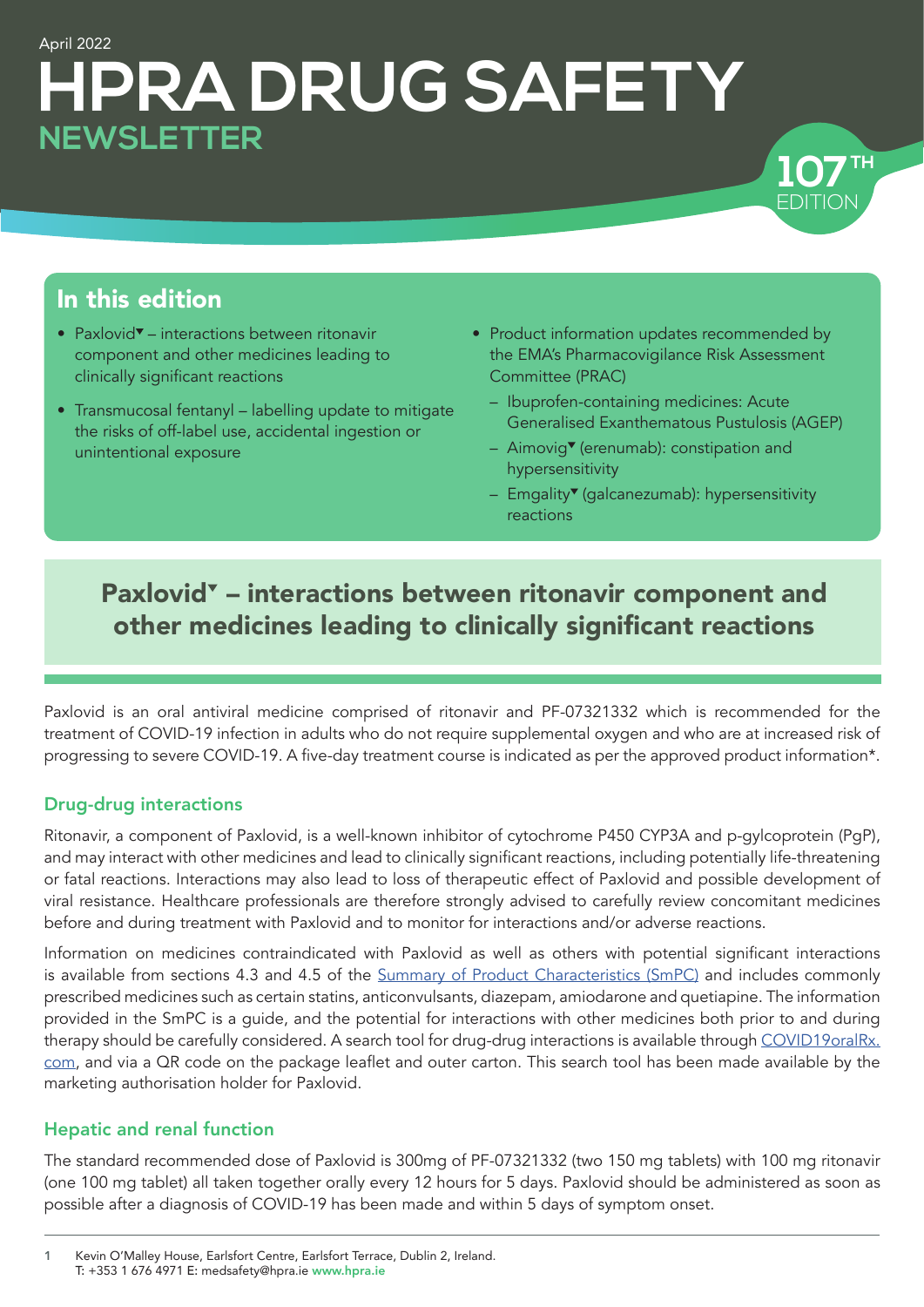April 2022

# HPRA DRUG SAFETY NEWSLETTER

107[TH] EDITION

## In this edition

- Paxlovid▼ – interactions between ritonavir component and other medicines leading to clinically significant reactions
- Transmucosal fentanyl – labelling update to mitigate the risks of off-label use, accidental ingestion or unintentional exposure
- Product information updates recommended by the EMA's Pharmacovigilance Risk Assessment Committee (PRAC)
  - Ibuprofen-containing medicines: Acute Generalised Exanthematous Pustulosis (AGEP)
  - Aimovig▼ (erenumab): constipation and hypersensitivity
  - Emgality▼ (galcanezumab): hypersensitivity reactions

## Paxlovid▼ – interactions between ritonavir component and other medicines leading to clinically significant reactions

Paxlovid is an oral antiviral medicine comprised of ritonavir and PF-07321332 which is recommended for the treatment of COVID-19 infection in adults who do not require supplemental oxygen and who are at increased risk of progressing to severe COVID-19. A five-day treatment course is indicated as per the approved product information*.

### Drug-drug interactions

Ritonavir, a component of Paxlovid, is a well-known inhibitor of cytochrome P450 CYP3A and p-gylcoprotein (PgP), and may interact with other medicines and lead to clinically significant reactions, including potentially life-threatening or fatal reactions. Interactions may also lead to loss of therapeutic effect of Paxlovid and possible development of viral resistance. Healthcare professionals are therefore strongly advised to carefully review concomitant medicines before and during treatment with Paxlovid and to monitor for interactions and/or adverse reactions.

Information on medicines contraindicated with Paxlovid as well as others with potential significant interactions is available from sections 4.3 and 4.5 of the Summary of Product Characteristics (SmPC) and includes commonly prescribed medicines such as certain statins, anticonvulsants, diazepam, amiodarone and quetiapine. The information provided in the SmPC is a guide, and the potential for interactions with other medicines both prior to and during therapy should be carefully considered. A search tool for drug-drug interactions is available through COVID19oralRx.com, and via a QR code on the package leaflet and outer carton. This search tool has been made available by the marketing authorisation holder for Paxlovid.

### Hepatic and renal function

The standard recommended dose of Paxlovid is 300mg of PF-07321332 (two 150 mg tablets) with 100 mg ritonavir (one 100 mg tablet) all taken together orally every 12 hours for 5 days. Paxlovid should be administered as soon as possible after a diagnosis of COVID-19 has been made and within 5 days of symptom onset.

Kevin O'Malley House, Earlsfort Centre, Earlsfort Terrace, Dublin 2, Ireland.
T: +353 1 676 4971 E: medsafety@hpra.ie www.hpra.ie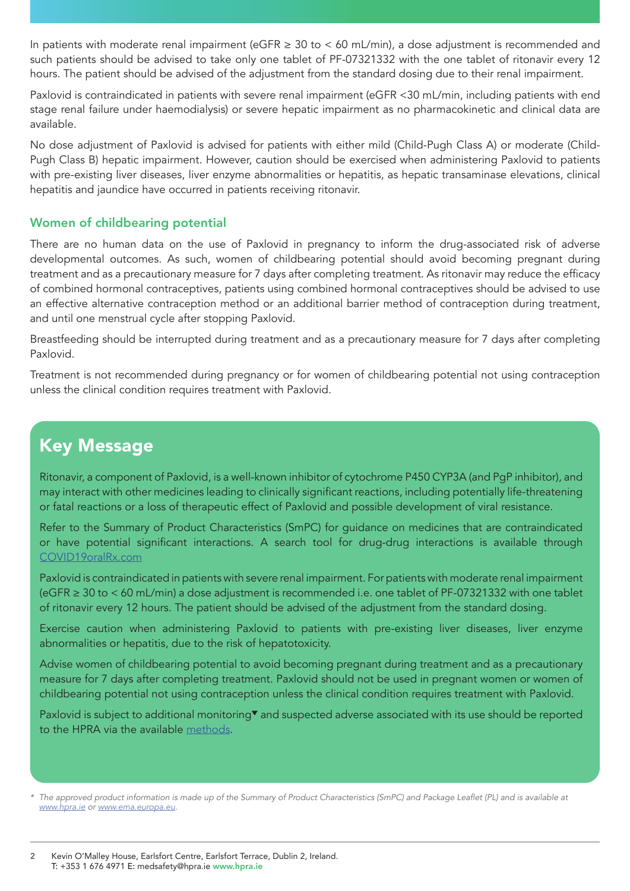In patients with moderate renal impairment (eGFR ≥ 30 to < 60 mL/min), a dose adjustment is recommended and such patients should be advised to take only one tablet of PF-07321332 with the one tablet of ritonavir every 12 hours. The patient should be advised of the adjustment from the standard dosing due to their renal impairment.

Paxlovid is contraindicated in patients with severe renal impairment (eGFR <30 mL/min, including patients with end stage renal failure under haemodialysis) or severe hepatic impairment as no pharmacokinetic and clinical data are available.

No dose adjustment of Paxlovid is advised for patients with either mild (Child-Pugh Class A) or moderate (Child-Pugh Class B) hepatic impairment. However, caution should be exercised when administering Paxlovid to patients with pre-existing liver diseases, liver enzyme abnormalities or hepatitis, as hepatic transaminase elevations, clinical hepatitis and jaundice have occurred in patients receiving ritonavir.

### Women of childbearing potential

There are no human data on the use of Paxlovid in pregnancy to inform the drug-associated risk of adverse developmental outcomes. As such, women of childbearing potential should avoid becoming pregnant during treatment and as a precautionary measure for 7 days after completing treatment. As ritonavir may reduce the efficacy of combined hormonal contraceptives, patients using combined hormonal contraceptives should be advised to use an effective alternative contraception method or an additional barrier method of contraception during treatment, and until one menstrual cycle after stopping Paxlovid.

Breastfeeding should be interrupted during treatment and as a precautionary measure for 7 days after completing Paxlovid.

Treatment is not recommended during pregnancy or for women of childbearing potential not using contraception unless the clinical condition requires treatment with Paxlovid.

## Key Message

Ritonavir, a component of Paxlovid, is a well-known inhibitor of cytochrome P450 CYP3A (and PgP inhibitor), and may interact with other medicines leading to clinically significant reactions, including potentially life-threatening or fatal reactions or a loss of therapeutic effect of Paxlovid and possible development of viral resistance.

Refer to the Summary of Product Characteristics (SmPC) for guidance on medicines that are contraindicated or have potential significant interactions. A search tool for drug-drug interactions is available through COVID19oralRx.com

Paxlovid is contraindicated in patients with severe renal impairment. For patients with moderate renal impairment (eGFR ≥ 30 to < 60 mL/min) a dose adjustment is recommended i.e. one tablet of PF-07321332 with one tablet of ritonavir every 12 hours. The patient should be advised of the adjustment from the standard dosing.

Exercise caution when administering Paxlovid to patients with pre-existing liver diseases, liver enzyme abnormalities or hepatitis, due to the risk of hepatotoxicity.

Advise women of childbearing potential to avoid becoming pregnant during treatment and as a precautionary measure for 7 days after completing treatment. Paxlovid should not be used in pregnant women or women of childbearing potential not using contraception unless the clinical condition requires treatment with Paxlovid.

Paxlovid is subject to additional monitoring▼ and suspected adverse associated with its use should be reported to the HPRA via the available methods.

*\* The approved product information is made up of the Summary of Product Characteristics (SmPC) and Package Leaflet (PL) and is available at www.hpra.ie or www.ema.europa.eu.*

Kevin O'Malley House, Earlsfort Centre, Earlsfort Terrace, Dublin 2, Ireland.
T: +353 1 676 4971 E: medsafety@hpra.ie www.hpra.ie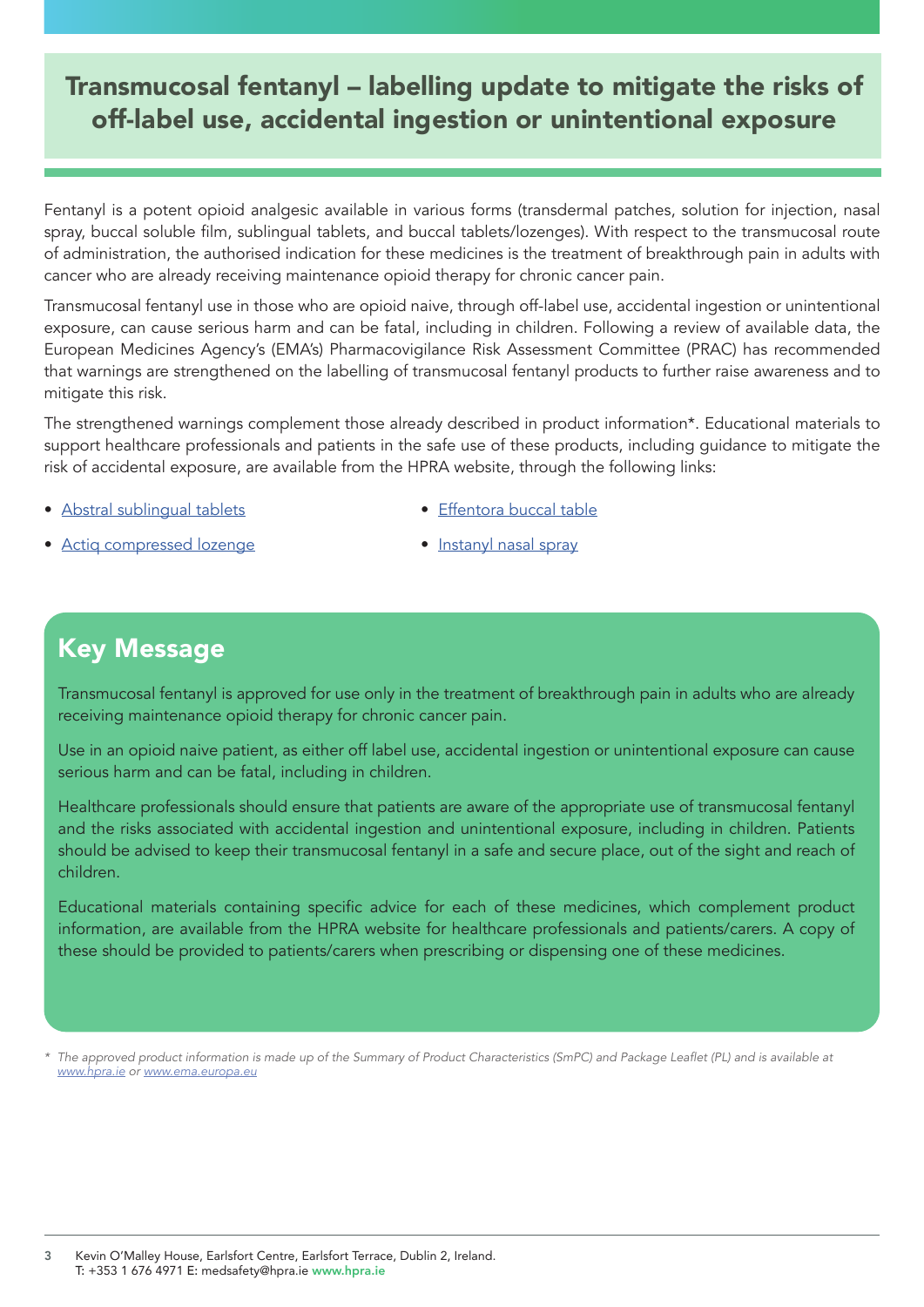# Transmucosal fentanyl – labelling update to mitigate the risks of off-label use, accidental ingestion or unintentional exposure

Fentanyl is a potent opioid analgesic available in various forms (transdermal patches, solution for injection, nasal spray, buccal soluble film, sublingual tablets, and buccal tablets/lozenges). With respect to the transmucosal route of administration, the authorised indication for these medicines is the treatment of breakthrough pain in adults with cancer who are already receiving maintenance opioid therapy for chronic cancer pain.

Transmucosal fentanyl use in those who are opioid naive, through off-label use, accidental ingestion or unintentional exposure, can cause serious harm and can be fatal, including in children. Following a review of available data, the European Medicines Agency's (EMA's) Pharmacovigilance Risk Assessment Committee (PRAC) has recommended that warnings are strengthened on the labelling of transmucosal fentanyl products to further raise awareness and to mitigate this risk.

The strengthened warnings complement those already described in product information*. Educational materials to support healthcare professionals and patients in the safe use of these products, including guidance to mitigate the risk of accidental exposure, are available from the HPRA website, through the following links:

- Abstral sublingual tablets
- Actiq compressed lozenge
- Effentora buccal table
- Instanyl nasal spray

## Key Message

Transmucosal fentanyl is approved for use only in the treatment of breakthrough pain in adults who are already receiving maintenance opioid therapy for chronic cancer pain.

Use in an opioid naive patient, as either off label use, accidental ingestion or unintentional exposure can cause serious harm and can be fatal, including in children.

Healthcare professionals should ensure that patients are aware of the appropriate use of transmucosal fentanyl and the risks associated with accidental ingestion and unintentional exposure, including in children. Patients should be advised to keep their transmucosal fentanyl in a safe and secure place, out of the sight and reach of children.

Educational materials containing specific advice for each of these medicines, which complement product information, are available from the HPRA website for healthcare professionals and patients/carers. A copy of these should be provided to patients/carers when prescribing or dispensing one of these medicines.

*\* The approved product information is made up of the Summary of Product Characteristics (SmPC) and Package Leaflet (PL) and is available at www.hpra.ie or www.ema.europa.eu*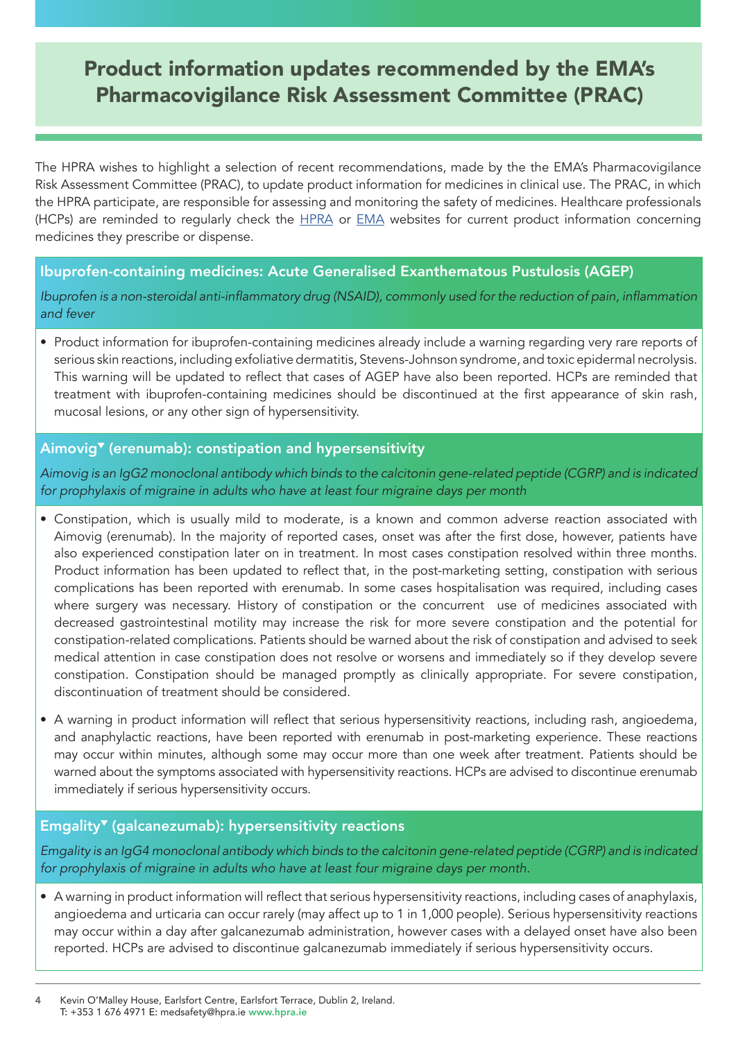# Product information updates recommended by the EMA's Pharmacovigilance Risk Assessment Committee (PRAC)

The HPRA wishes to highlight a selection of recent recommendations, made by the the EMA's Pharmacovigilance Risk Assessment Committee (PRAC), to update product information for medicines in clinical use. The PRAC, in which the HPRA participate, are responsible for assessing and monitoring the safety of medicines. Healthcare professionals (HCPs) are reminded to regularly check the HPRA or EMA websites for current product information concerning medicines they prescribe or dispense.

## Ibuprofen-containing medicines: Acute Generalised Exanthematous Pustulosis (AGEP)

*Ibuprofen is a non-steroidal anti-inflammatory drug (NSAID), commonly used for the reduction of pain, inflammation and fever*

- Product information for ibuprofen-containing medicines already include a warning regarding very rare reports of serious skin reactions, including exfoliative dermatitis, Stevens-Johnson syndrome, and toxic epidermal necrolysis. This warning will be updated to reflect that cases of AGEP have also been reported. HCPs are reminded that treatment with ibuprofen-containing medicines should be discontinued at the first appearance of skin rash, mucosal lesions, or any other sign of hypersensitivity.

## Aimovig▼ (erenumab): constipation and hypersensitivity

*Aimovig is an IgG2 monoclonal antibody which binds to the calcitonin gene-related peptide (CGRP) and is indicated for prophylaxis of migraine in adults who have at least four migraine days per month*

- Constipation, which is usually mild to moderate, is a known and common adverse reaction associated with Aimovig (erenumab). In the majority of reported cases, onset was after the first dose, however, patients have also experienced constipation later on in treatment. In most cases constipation resolved within three months. Product information has been updated to reflect that, in the post-marketing setting, constipation with serious complications has been reported with erenumab. In some cases hospitalisation was required, including cases where surgery was necessary. History of constipation or the concurrent use of medicines associated with decreased gastrointestinal motility may increase the risk for more severe constipation and the potential for constipation-related complications. Patients should be warned about the risk of constipation and advised to seek medical attention in case constipation does not resolve or worsens and immediately so if they develop severe constipation. Constipation should be managed promptly as clinically appropriate. For severe constipation, discontinuation of treatment should be considered.
- A warning in product information will reflect that serious hypersensitivity reactions, including rash, angioedema, and anaphylactic reactions, have been reported with erenumab in post-marketing experience. These reactions may occur within minutes, although some may occur more than one week after treatment. Patients should be warned about the symptoms associated with hypersensitivity reactions. HCPs are advised to discontinue erenumab immediately if serious hypersensitivity occurs.

## Emgality▼ (galcanezumab): hypersensitivity reactions

*Emgality is an IgG4 monoclonal antibody which binds to the calcitonin gene-related peptide (CGRP) and is indicated for prophylaxis of migraine in adults who have at least four migraine days per month.*

- A warning in product information will reflect that serious hypersensitivity reactions, including cases of anaphylaxis, angioedema and urticaria can occur rarely (may affect up to 1 in 1,000 people). Serious hypersensitivity reactions may occur within a day after galcanezumab administration, however cases with a delayed onset have also been reported. HCPs are advised to discontinue galcanezumab immediately if serious hypersensitivity occurs.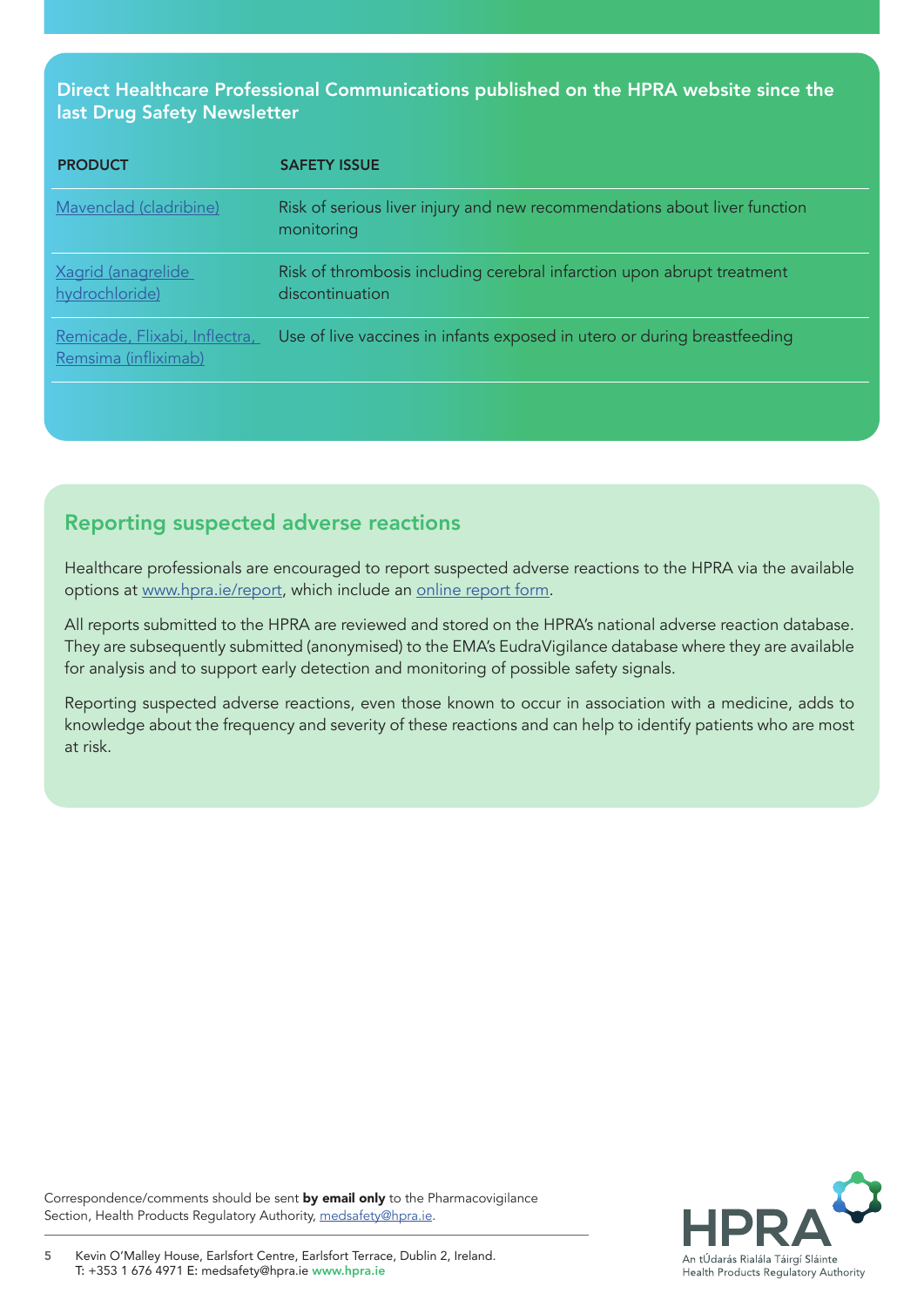## Direct Healthcare Professional Communications published on the HPRA website since the last Drug Safety Newsletter

| PRODUCT | SAFETY ISSUE |
|---|---|
| Mavenclad (cladribine) | Risk of serious liver injury and new recommendations about liver function monitoring |
| Xagrid (anagrelide hydrochloride) | Risk of thrombosis including cerebral infarction upon abrupt treatment discontinuation |
| Remicade, Flixabi, Inflectra, Remsima (infliximab) | Use of live vaccines in infants exposed in utero or during breastfeeding |

## Reporting suspected adverse reactions

Healthcare professionals are encouraged to report suspected adverse reactions to the HPRA via the available options at www.hpra.ie/report, which include an online report form.

All reports submitted to the HPRA are reviewed and stored on the HPRA's national adverse reaction database. They are subsequently submitted (anonymised) to the EMA's EudraVigilance database where they are available for analysis and to support early detection and monitoring of possible safety signals.

Reporting suspected adverse reactions, even those known to occur in association with a medicine, adds to knowledge about the frequency and severity of these reactions and can help to identify patients who are most at risk.

Correspondence/comments should be sent **by email only** to the Pharmacovigilance Section, Health Products Regulatory Authority, medsafety@hpra.ie.

Kevin O'Malley House, Earlsfort Centre, Earlsfort Terrace, Dublin 2, Ireland.
T: +353 1 676 4971 E: medsafety@hpra.ie **www.hpra.ie**

HPRA
An tÚdarás Rialála Táirgí Sláinte
Health Products Regulatory Authority